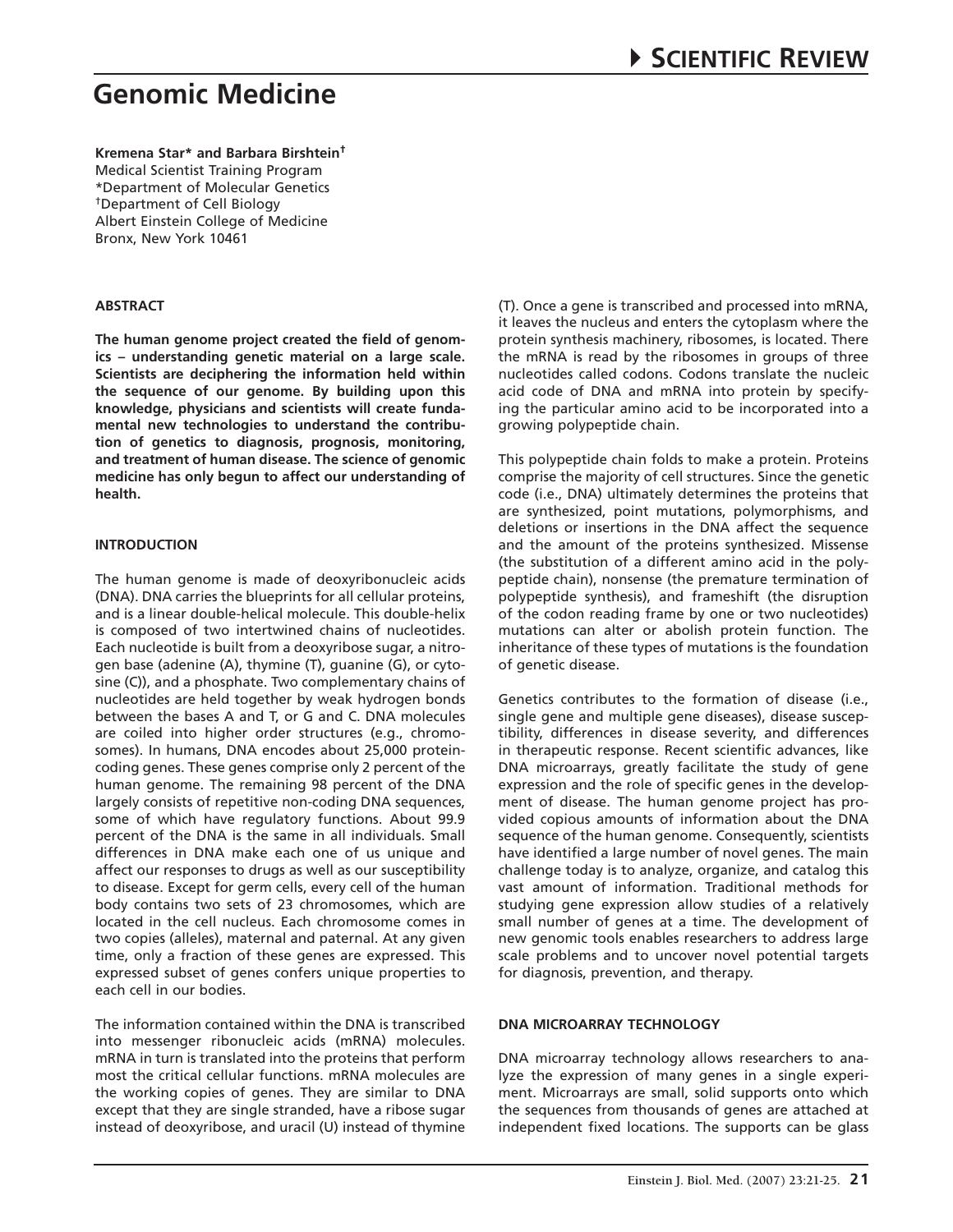# Genomic Medicine

**Kremena Star* and Barbara Birshtein†**
Medical Scientist Training Program
*Department of Molecular Genetics
†Department of Cell Biology
Albert Einstein College of Medicine
Bronx, New York 10461

## ABSTRACT

**The human genome project created the field of genomics – understanding genetic material on a large scale. Scientists are deciphering the information held within the sequence of our genome. By building upon this knowledge, physicians and scientists will create fundamental new technologies to understand the contribution of genetics to diagnosis, prognosis, monitoring, and treatment of human disease. The science of genomic medicine has only begun to affect our understanding of health.**

## INTRODUCTION

The human genome is made of deoxyribonucleic acids (DNA). DNA carries the blueprints for all cellular proteins, and is a linear double-helical molecule. This double-helix is composed of two intertwined chains of nucleotides. Each nucleotide is built from a deoxyribose sugar, a nitrogen base (adenine (A), thymine (T), guanine (G), or cytosine (C)), and a phosphate. Two complementary chains of nucleotides are held together by weak hydrogen bonds between the bases A and T, or G and C. DNA molecules are coiled into higher order structures (e.g., chromosomes). In humans, DNA encodes about 25,000 protein-coding genes. These genes comprise only 2 percent of the human genome. The remaining 98 percent of the DNA largely consists of repetitive non-coding DNA sequences, some of which have regulatory functions. About 99.9 percent of the DNA is the same in all individuals. Small differences in DNA make each one of us unique and affect our responses to drugs as well as our susceptibility to disease. Except for germ cells, every cell of the human body contains two sets of 23 chromosomes, which are located in the cell nucleus. Each chromosome comes in two copies (alleles), maternal and paternal. At any given time, only a fraction of these genes are expressed. This expressed subset of genes confers unique properties to each cell in our bodies.

The information contained within the DNA is transcribed into messenger ribonucleic acids (mRNA) molecules. mRNA in turn is translated into the proteins that perform most the critical cellular functions. mRNA molecules are the working copies of genes. They are similar to DNA except that they are single stranded, have a ribose sugar instead of deoxyribose, and uracil (U) instead of thymine (T). Once a gene is transcribed and processed into mRNA, it leaves the nucleus and enters the cytoplasm where the protein synthesis machinery, ribosomes, is located. There the mRNA is read by the ribosomes in groups of three nucleotides called codons. Codons translate the nucleic acid code of DNA and mRNA into protein by specifying the particular amino acid to be incorporated into a growing polypeptide chain.

This polypeptide chain folds to make a protein. Proteins comprise the majority of cell structures. Since the genetic code (i.e., DNA) ultimately determines the proteins that are synthesized, point mutations, polymorphisms, and deletions or insertions in the DNA affect the sequence and the amount of the proteins synthesized. Missense (the substitution of a different amino acid in the polypeptide chain), nonsense (the premature termination of polypeptide synthesis), and frameshift (the disruption of the codon reading frame by one or two nucleotides) mutations can alter or abolish protein function. The inheritance of these types of mutations is the foundation of genetic disease.

Genetics contributes to the formation of disease (i.e., single gene and multiple gene diseases), disease susceptibility, differences in disease severity, and differences in therapeutic response. Recent scientific advances, like DNA microarrays, greatly facilitate the study of gene expression and the role of specific genes in the development of disease. The human genome project has provided copious amounts of information about the DNA sequence of the human genome. Consequently, scientists have identified a large number of novel genes. The main challenge today is to analyze, organize, and catalog this vast amount of information. Traditional methods for studying gene expression allow studies of a relatively small number of genes at a time. The development of new genomic tools enables researchers to address large scale problems and to uncover novel potential targets for diagnosis, prevention, and therapy.

## DNA MICROARRAY TECHNOLOGY

DNA microarray technology allows researchers to analyze the expression of many genes in a single experiment. Microarrays are small, solid supports onto which the sequences from thousands of genes are attached at independent fixed locations. The supports can be glass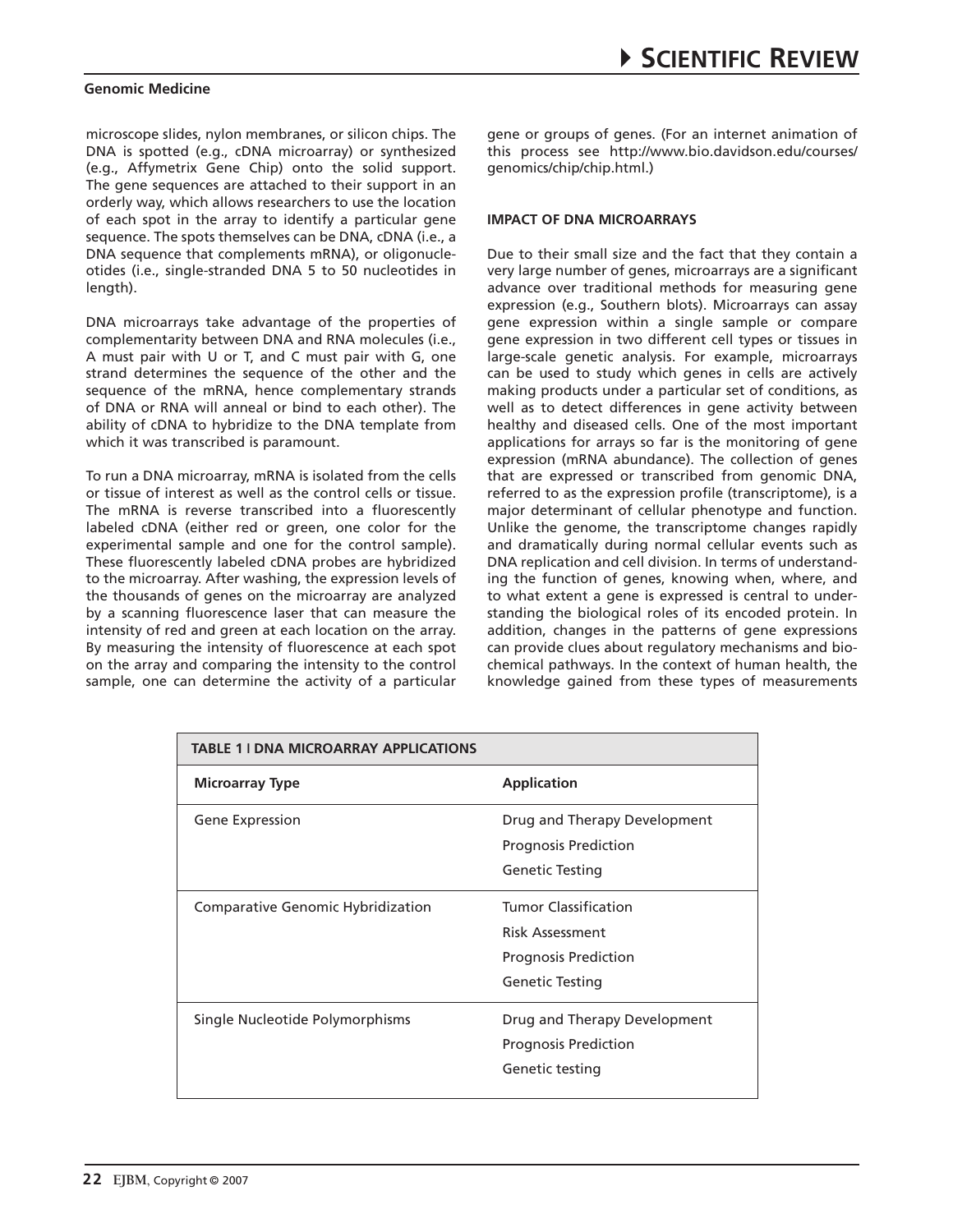microscope slides, nylon membranes, or silicon chips. The DNA is spotted (e.g., cDNA microarray) or synthesized (e.g., Affymetrix Gene Chip) onto the solid support. The gene sequences are attached to their support in an orderly way, which allows researchers to use the location of each spot in the array to identify a particular gene sequence. The spots themselves can be DNA, cDNA (i.e., a DNA sequence that complements mRNA), or oligonucleotides (i.e., single-stranded DNA 5 to 50 nucleotides in length).

DNA microarrays take advantage of the properties of complementarity between DNA and RNA molecules (i.e., A must pair with U or T, and C must pair with G, one strand determines the sequence of the other and the sequence of the mRNA, hence complementary strands of DNA or RNA will anneal or bind to each other). The ability of cDNA to hybridize to the DNA template from which it was transcribed is paramount.

To run a DNA microarray, mRNA is isolated from the cells or tissue of interest as well as the control cells or tissue. The mRNA is reverse transcribed into a fluorescently labeled cDNA (either red or green, one color for the experimental sample and one for the control sample). These fluorescently labeled cDNA probes are hybridized to the microarray. After washing, the expression levels of the thousands of genes on the microarray are analyzed by a scanning fluorescence laser that can measure the intensity of red and green at each location on the array. By measuring the intensity of fluorescence at each spot on the array and comparing the intensity to the control sample, one can determine the activity of a particular gene or groups of genes. (For an internet animation of this process see http://www.bio.davidson.edu/courses/genomics/chip/chip.html.)

## IMPACT OF DNA MICROARRAYS

Due to their small size and the fact that they contain a very large number of genes, microarrays are a significant advance over traditional methods for measuring gene expression (e.g., Southern blots). Microarrays can assay gene expression within a single sample or compare gene expression in two different cell types or tissues in large-scale genetic analysis. For example, microarrays can be used to study which genes in cells are actively making products under a particular set of conditions, as well as to detect differences in gene activity between healthy and diseased cells. One of the most important applications for arrays so far is the monitoring of gene expression (mRNA abundance). The collection of genes that are expressed or transcribed from genomic DNA, referred to as the expression profile (transcriptome), is a major determinant of cellular phenotype and function. Unlike the genome, the transcriptome changes rapidly and dramatically during normal cellular events such as DNA replication and cell division. In terms of understanding the function of genes, knowing when, where, and to what extent a gene is expressed is central to understanding the biological roles of its encoded protein. In addition, changes in the patterns of gene expressions can provide clues about regulatory mechanisms and biochemical pathways. In the context of human health, the knowledge gained from these types of measurements

**TABLE 1 | DNA MICROARRAY APPLICATIONS**

| Microarray Type | Application |
|---|---|
| Gene Expression | Drug and Therapy Development<br>Prognosis Prediction<br>Genetic Testing |
| Comparative Genomic Hybridization | Tumor Classification<br>Risk Assessment<br>Prognosis Prediction<br>Genetic Testing |
| Single Nucleotide Polymorphisms | Drug and Therapy Development<br>Prognosis Prediction<br>Genetic testing |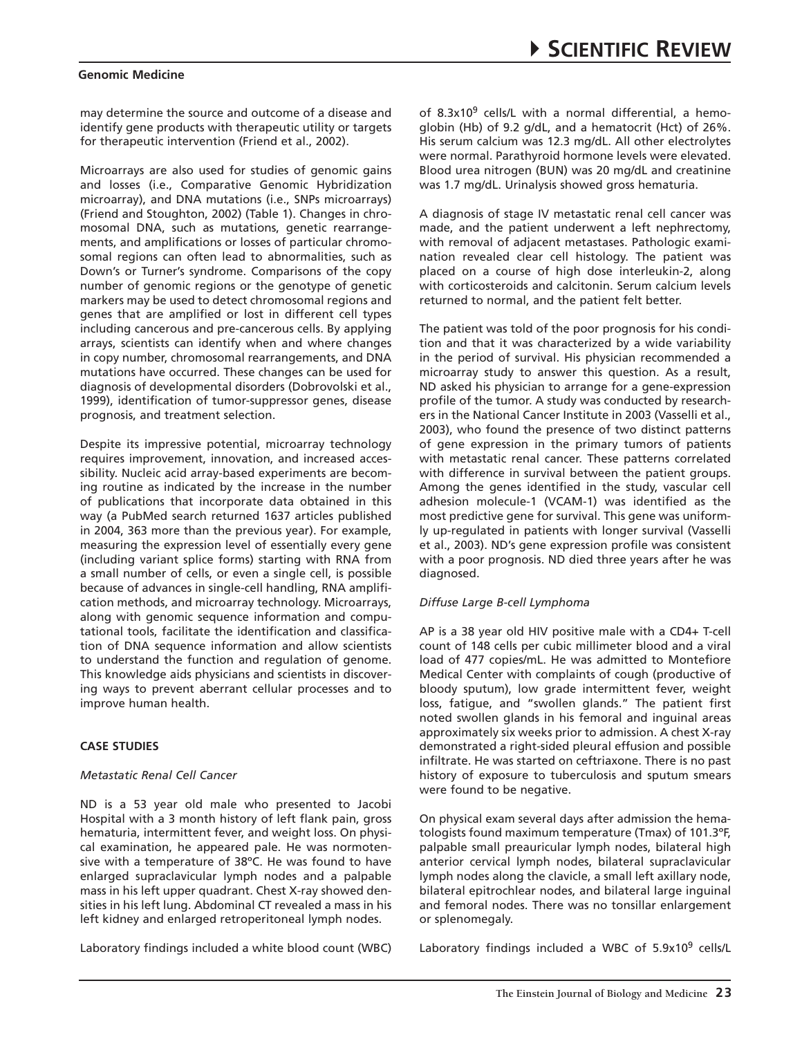may determine the source and outcome of a disease and identify gene products with therapeutic utility or targets for therapeutic intervention (Friend et al., 2002).

Microarrays are also used for studies of genomic gains and losses (i.e., Comparative Genomic Hybridization microarray), and DNA mutations (i.e., SNPs microarrays) (Friend and Stoughton, 2002) (Table 1). Changes in chromosomal DNA, such as mutations, genetic rearrangements, and amplifications or losses of particular chromosomal regions can often lead to abnormalities, such as Down's or Turner's syndrome. Comparisons of the copy number of genomic regions or the genotype of genetic markers may be used to detect chromosomal regions and genes that are amplified or lost in different cell types including cancerous and pre-cancerous cells. By applying arrays, scientists can identify when and where changes in copy number, chromosomal rearrangements, and DNA mutations have occurred. These changes can be used for diagnosis of developmental disorders (Dobrovolski et al., 1999), identification of tumor-suppressor genes, disease prognosis, and treatment selection.

Despite its impressive potential, microarray technology requires improvement, innovation, and increased accessibility. Nucleic acid array-based experiments are becoming routine as indicated by the increase in the number of publications that incorporate data obtained in this way (a PubMed search returned 1637 articles published in 2004, 363 more than the previous year). For example, measuring the expression level of essentially every gene (including variant splice forms) starting with RNA from a small number of cells, or even a single cell, is possible because of advances in single-cell handling, RNA amplification methods, and microarray technology. Microarrays, along with genomic sequence information and computational tools, facilitate the identification and classification of DNA sequence information and allow scientists to understand the function and regulation of genome. This knowledge aids physicians and scientists in discovering ways to prevent aberrant cellular processes and to improve human health.

## CASE STUDIES

### *Metastatic Renal Cell Cancer*

ND is a 53 year old male who presented to Jacobi Hospital with a 3 month history of left flank pain, gross hematuria, intermittent fever, and weight loss. On physical examination, he appeared pale. He was normotensive with a temperature of 38ºC. He was found to have enlarged supraclavicular lymph nodes and a palpable mass in his left upper quadrant. Chest X-ray showed densities in his left lung. Abdominal CT revealed a mass in his left kidney and enlarged retroperitoneal lymph nodes.

Laboratory findings included a white blood count (WBC) of $8.3 \times 10^9$ cells/L with a normal differential, a hemoglobin (Hb) of 9.2 g/dL, and a hematocrit (Hct) of 26%. His serum calcium was 12.3 mg/dL. All other electrolytes were normal. Parathyroid hormone levels were elevated. Blood urea nitrogen (BUN) was 20 mg/dL and creatinine was 1.7 mg/dL. Urinalysis showed gross hematuria.

A diagnosis of stage IV metastatic renal cell cancer was made, and the patient underwent a left nephrectomy, with removal of adjacent metastases. Pathologic examination revealed clear cell histology. The patient was placed on a course of high dose interleukin-2, along with corticosteroids and calcitonin. Serum calcium levels returned to normal, and the patient felt better.

The patient was told of the poor prognosis for his condition and that it was characterized by a wide variability in the period of survival. His physician recommended a microarray study to answer this question. As a result, ND asked his physician to arrange for a gene-expression profile of the tumor. A study was conducted by researchers in the National Cancer Institute in 2003 (Vasselli et al., 2003), who found the presence of two distinct patterns of gene expression in the primary tumors of patients with metastatic renal cancer. These patterns correlated with difference in survival between the patient groups. Among the genes identified in the study, vascular cell adhesion molecule-1 (VCAM-1) was identified as the most predictive gene for survival. This gene was uniformly up-regulated in patients with longer survival (Vasselli et al., 2003). ND's gene expression profile was consistent with a poor prognosis. ND died three years after he was diagnosed.

### *Diffuse Large B-cell Lymphoma*

AP is a 38 year old HIV positive male with a CD4+ T-cell count of 148 cells per cubic millimeter blood and a viral load of 477 copies/mL. He was admitted to Montefiore Medical Center with complaints of cough (productive of bloody sputum), low grade intermittent fever, weight loss, fatigue, and "swollen glands." The patient first noted swollen glands in his femoral and inguinal areas approximately six weeks prior to admission. A chest X-ray demonstrated a right-sided pleural effusion and possible infiltrate. He was started on ceftriaxone. There is no past history of exposure to tuberculosis and sputum smears were found to be negative.

On physical exam several days after admission the hematologists found maximum temperature (Tmax) of 101.3ºF, palpable small preauricular lymph nodes, bilateral high anterior cervical lymph nodes, bilateral supraclavicular lymph nodes along the clavicle, a small left axillary node, bilateral epitrochlear nodes, and bilateral large inguinal and femoral nodes. There was no tonsillar enlargement or splenomegaly.

Laboratory findings included a WBC of $5.9 \times 10^9$ cells/L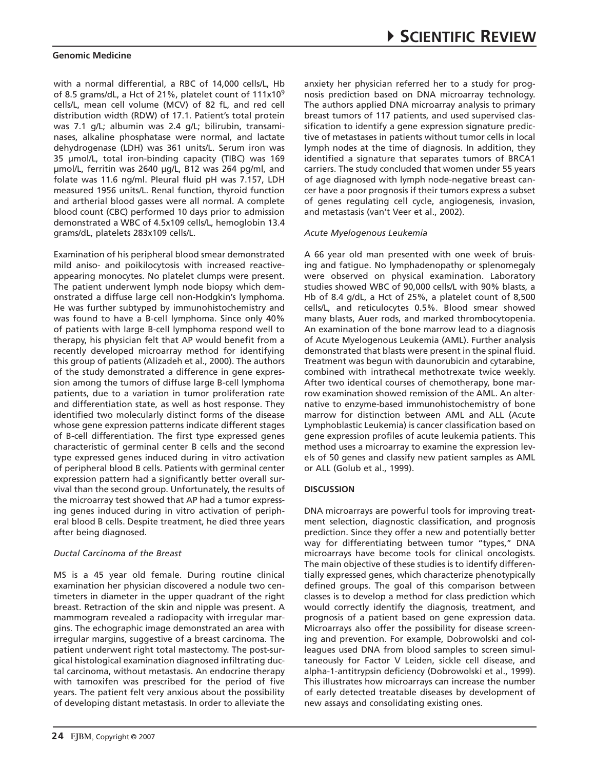with a normal differential, a RBC of 14,000 cells/L, Hb of 8.5 grams/dL, a Hct of 21%, platelet count of $111 \times 10^9$ cells/L, mean cell volume (MCV) of 82 fL, and red cell distribution width (RDW) of 17.1. Patient's total protein was 7.1 g/L; albumin was 2.4 g/L; bilirubin, transaminases, alkaline phosphatase were normal, and lactate dehydrogenase (LDH) was 361 units/L. Serum iron was 35 µmol/L, total iron-binding capacity (TIBC) was 169 µmol/L, ferritin was 2640 µg/L, B12 was 264 pg/ml, and folate was 11.6 ng/ml. Pleural fluid pH was 7.157, LDH measured 1956 units/L. Renal function, thyroid function and artherial blood gasses were all normal. A complete blood count (CBC) performed 10 days prior to admission demonstrated a WBC of 4.5x109 cells/L, hemoglobin 13.4 grams/dL, platelets 283x109 cells/L.

Examination of his peripheral blood smear demonstrated mild aniso- and poikilocytosis with increased reactive-appearing monocytes. No platelet clumps were present. The patient underwent lymph node biopsy which demonstrated a diffuse large cell non-Hodgkin's lymphoma. He was further subtyped by immunohistochemistry and was found to have a B-cell lymphoma. Since only 40% of patients with large B-cell lymphoma respond well to therapy, his physician felt that AP would benefit from a recently developed microarray method for identifying this group of patients (Alizadeh et al., 2000). The authors of the study demonstrated a difference in gene expression among the tumors of diffuse large B-cell lymphoma patients, due to a variation in tumor proliferation rate and differentiation state, as well as host response. They identified two molecularly distinct forms of the disease whose gene expression patterns indicate different stages of B-cell differentiation. The first type expressed genes characteristic of germinal center B cells and the second type expressed genes induced during in vitro activation of peripheral blood B cells. Patients with germinal center expression pattern had a significantly better overall survival than the second group. Unfortunately, the results of the microarray test showed that AP had a tumor expressing genes induced during in vitro activation of peripheral blood B cells. Despite treatment, he died three years after being diagnosed.

*Ductal Carcinoma of the Breast*

MS is a 45 year old female. During routine clinical examination her physician discovered a nodule two centimeters in diameter in the upper quadrant of the right breast. Retraction of the skin and nipple was present. A mammogram revealed a radiopacity with irregular margins. The echographic image demonstrated an area with irregular margins, suggestive of a breast carcinoma. The patient underwent right total mastectomy. The post-surgical histological examination diagnosed infiltrating ductal carcinoma, without metastasis. An endocrine therapy with tamoxifen was prescribed for the period of five years. The patient felt very anxious about the possibility of developing distant metastasis. In order to alleviate the anxiety her physician referred her to a study for prognosis prediction based on DNA microarray technology. The authors applied DNA microarray analysis to primary breast tumors of 117 patients, and used supervised classification to identify a gene expression signature predictive of metastases in patients without tumor cells in local lymph nodes at the time of diagnosis. In addition, they identified a signature that separates tumors of BRCA1 carriers. The study concluded that women under 55 years of age diagnosed with lymph node-negative breast cancer have a poor prognosis if their tumors express a subset of genes regulating cell cycle, angiogenesis, invasion, and metastasis (van't Veer et al., 2002).

*Acute Myelogenous Leukemia*

A 66 year old man presented with one week of bruising and fatigue. No lymphadenopathy or splenomegaly were observed on physical examination. Laboratory studies showed WBC of 90,000 cells/L with 90% blasts, a Hb of 8.4 g/dL, a Hct of 25%, a platelet count of 8,500 cells/L, and reticulocytes 0.5%. Blood smear showed many blasts, Auer rods, and marked thrombocytopenia. An examination of the bone marrow lead to a diagnosis of Acute Myelogenous Leukemia (AML). Further analysis demonstrated that blasts were present in the spinal fluid. Treatment was begun with daunorubicin and cytarabine, combined with intrathecal methotrexate twice weekly. After two identical courses of chemotherapy, bone marrow examination showed remission of the AML. An alternative to enzyme-based immunohistochemistry of bone marrow for distinction between AML and ALL (Acute Lymphoblastic Leukemia) is cancer classification based on gene expression profiles of acute leukemia patients. This method uses a microarray to examine the expression levels of 50 genes and classify new patient samples as AML or ALL (Golub et al., 1999).

## DISCUSSION

DNA microarrays are powerful tools for improving treatment selection, diagnostic classification, and prognosis prediction. Since they offer a new and potentially better way for differentiating between tumor "types," DNA microarrays have become tools for clinical oncologists. The main objective of these studies is to identify differentially expressed genes, which characterize phenotypically defined groups. The goal of this comparison between classes is to develop a method for class prediction which would correctly identify the diagnosis, treatment, and prognosis of a patient based on gene expression data. Microarrays also offer the possibility for disease screening and prevention. For example, Dobrowolski and colleagues used DNA from blood samples to screen simultaneously for Factor V Leiden, sickle cell disease, and alpha-1-antitrypsin deficiency (Dobrowolski et al., 1999). This illustrates how microarrays can increase the number of early detected treatable diseases by development of new assays and consolidating existing ones.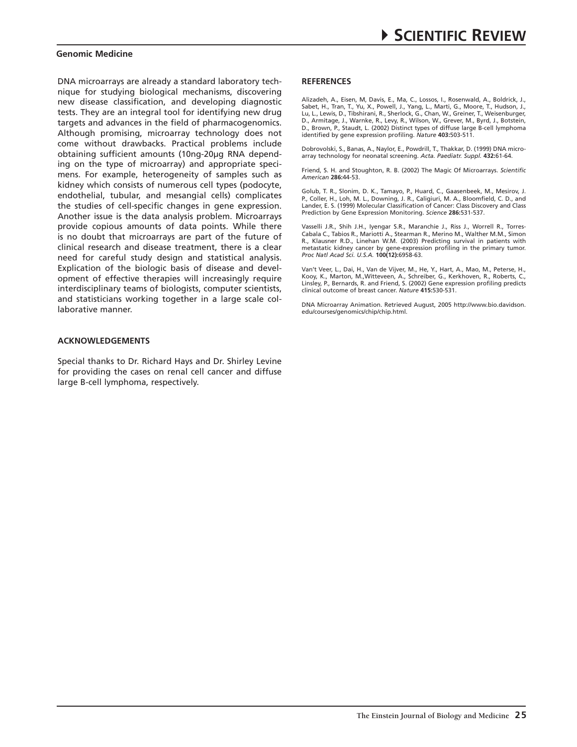DNA microarrays are already a standard laboratory technique for studying biological mechanisms, discovering new disease classification, and developing diagnostic tests. They are an integral tool for identifying new drug targets and advances in the field of pharmacogenomics. Although promising, microarray technology does not come without drawbacks. Practical problems include obtaining sufficient amounts (10ng-20µg RNA depending on the type of microarray) and appropriate specimens. For example, heterogeneity of samples such as kidney which consists of numerous cell types (podocyte, endothelial, tubular, and mesangial cells) complicates the studies of cell-specific changes in gene expression. Another issue is the data analysis problem. Microarrays provide copious amounts of data points. While there is no doubt that microarrays are part of the future of clinical research and disease treatment, there is a clear need for careful study design and statistical analysis. Explication of the biologic basis of disease and development of effective therapies will increasingly require interdisciplinary teams of biologists, computer scientists, and statisticians working together in a large scale collaborative manner.

## ACKNOWLEDGEMENTS

Special thanks to Dr. Richard Hays and Dr. Shirley Levine for providing the cases on renal cell cancer and diffuse large B-cell lymphoma, respectively.

## REFERENCES

Alizadeh, A., Eisen, M, Davis, E., Ma, C., Lossos, I., Rosenwald, A., Boldrick, J., Sabet, H., Tran, T., Yu, X., Powell, J., Yang, L., Marti, G., Moore, T., Hudson, J., Lu, L., Lewis, D., Tibshirani, R., Sherlock, G., Chan, W., Greiner, T., Weisenburger, D., Armitage, J., Warnke, R., Levy, R., Wilson, W., Grever, M., Byrd, J., Botstein, D., Brown, P., Staudt, L. (2002) Distinct types of diffuse large B-cell lymphoma identified by gene expression profiling. *Nature* **403:**503-511.

Dobrovolski, S., Banas, A., Naylor, E., Powdrill, T., Thakkar, D. (1999) DNA microarray technology for neonatal screening. *Acta. Paediatr. Suppl.* **432:**61-64.

Friend, S. H. and Stoughton, R. B. (2002) The Magic Of Microarrays. *Scientific American* **286:**44-53.

Golub, T. R., Slonim, D. K., Tamayo, P., Huard, C., Gaasenbeek, M., Mesirov, J. P., Coller, H., Loh, M. L., Downing, J. R., Caligiuri, M. A., Bloomfield, C. D., and Lander, E. S. (1999) Molecular Classification of Cancer: Class Discovery and Class Prediction by Gene Expression Monitoring. *Science* **286:**531-537.

Vasselli J.R., Shih J.H., Iyengar S.R., Maranchie J., Riss J., Worrell R., Torres-Cabala C., Tabios R., Mariotti A., Stearman R., Merino M., Walther M.M., Simon R., Klausner R.D., Linehan W.M. (2003) Predicting survival in patients with metastatic kidney cancer by gene-expression profiling in the primary tumor. *Proc Natl Acad Sci. U.S.A.* **100(12):**6958-63.

Van't Veer, L., Dai, H., Van de Vijver, M., He, Y., Hart, A., Mao, M., Peterse, H., Kooy, K., Marton, M.,Witteveen, A., Schreiber, G., Kerkhoven, R., Roberts, C., Linsley, P., Bernards, R. and Friend, S. (2002) Gene expression profiling predicts clinical outcome of breast cancer. *Nature* **415:**530-531.

DNA Microarray Animation. Retrieved August, 2005 http://www.bio.davidson.edu/courses/genomics/chip/chip.html.